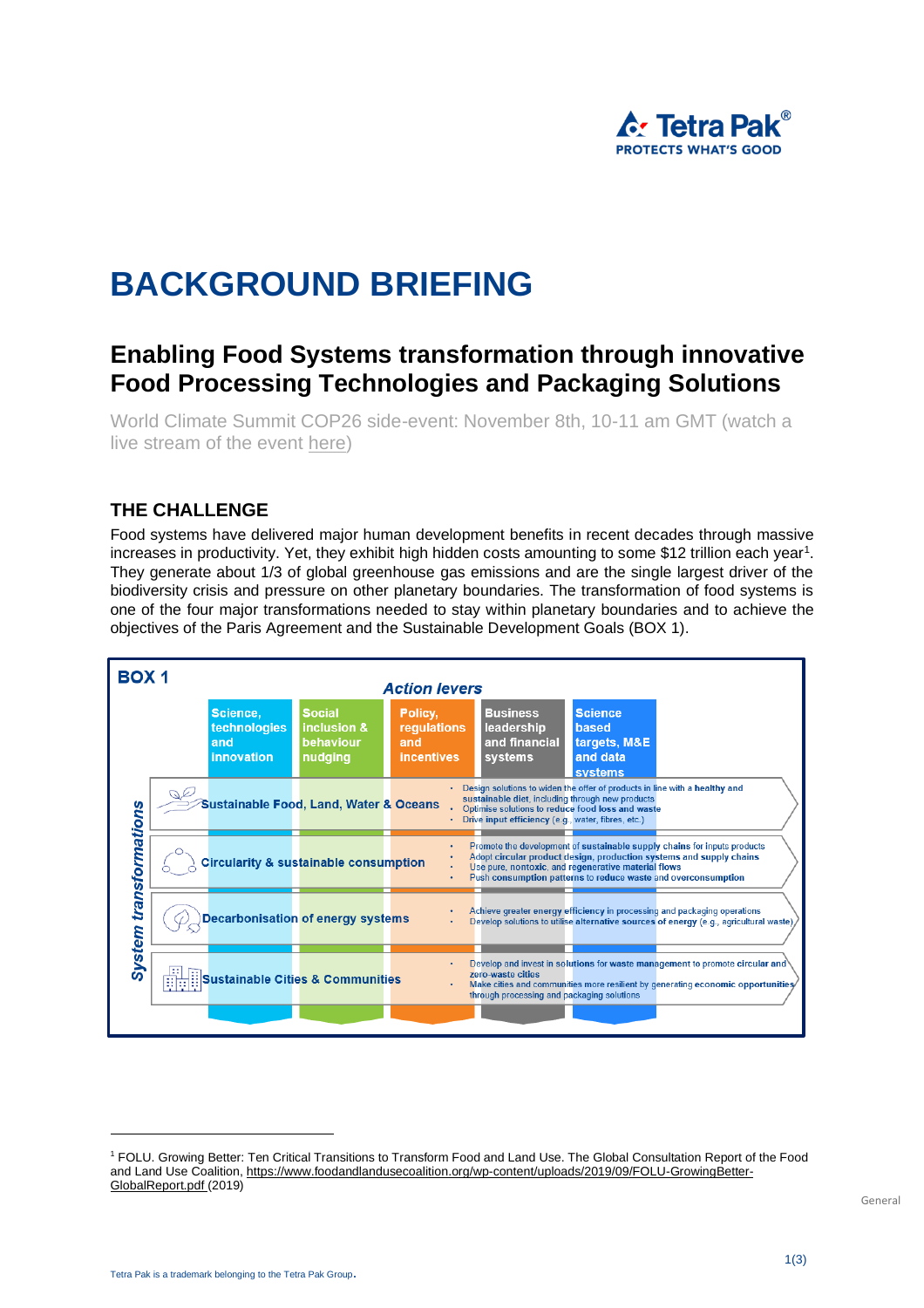# BACKGROUND BRIEFING

## Enabling Food Systems transformation through innovative Food Processing Technologies and Packaging Solutions

World Climate Summit COP26 side-event: November 8th, 10-11 am GMT (watch a live stream of the event here)

### THE CHALLENGE

Food systems have delivered major human development benefits in recent decades through massive increases in productivity. Yet, they exhibit high hidden costs amounting to some $12 trillion each year[1]. They generate about 1/3 of global greenhouse gas emissions and are the single largest driver of the biodiversity crisis and pressure on other planetary boundaries. The transformation of food systems is one of the four major transformations needed to stay within planetary boundaries and to achieve the objectives of the Paris Agreement and the Sustainable Development Goals (BOX 1).

**BOX 1**

*Action levers*: Science, technologies and innovation | Social inclusion & behaviour nudging | Policy, regulations and incentives | Business leadership and financial systems | Science based targets, M&E and data systems

| *System transformations* | |
|---|---|
| Sustainable Food, Land, Water & Oceans | • Design solutions to widen the offer of products in line with a **healthy and sustainable diet**, including through new products<br>• Optimise solutions to **reduce food loss and waste**<br>• Drive **input efficiency** (e.g., water, fibres, etc.) |
| Circularity & sustainable consumption | • Promote the development of **sustainable supply chains** for inputs products<br>• Adopt **circular product design**, production systems and supply chains<br>• Use pure, nontoxic, and **regenerative material flows**<br>• Push **consumption patterns to reduce waste** and **overconsumption** |
| Decarbonisation of energy systems | • Achieve greater **energy efficiency** in processing and packaging operations<br>• Develop solutions to utilise **alternative sources of energy** (e.g., agricultural waste) |
| Sustainable Cities & Communities | • Develop and invest in solutions for **waste management** to promote circular and **zero-waste cities**<br>• Make cities and communities more resilient by generating **economic opportunities** through processing and packaging solutions |

[1] FOLU. Growing Better: Ten Critical Transitions to Transform Food and Land Use. The Global Consultation Report of the Food and Land Use Coalition, https://www.foodandlandusecoalition.org/wp-content/uploads/2019/09/FOLU-GrowingBetter-GlobalReport.pdf (2019)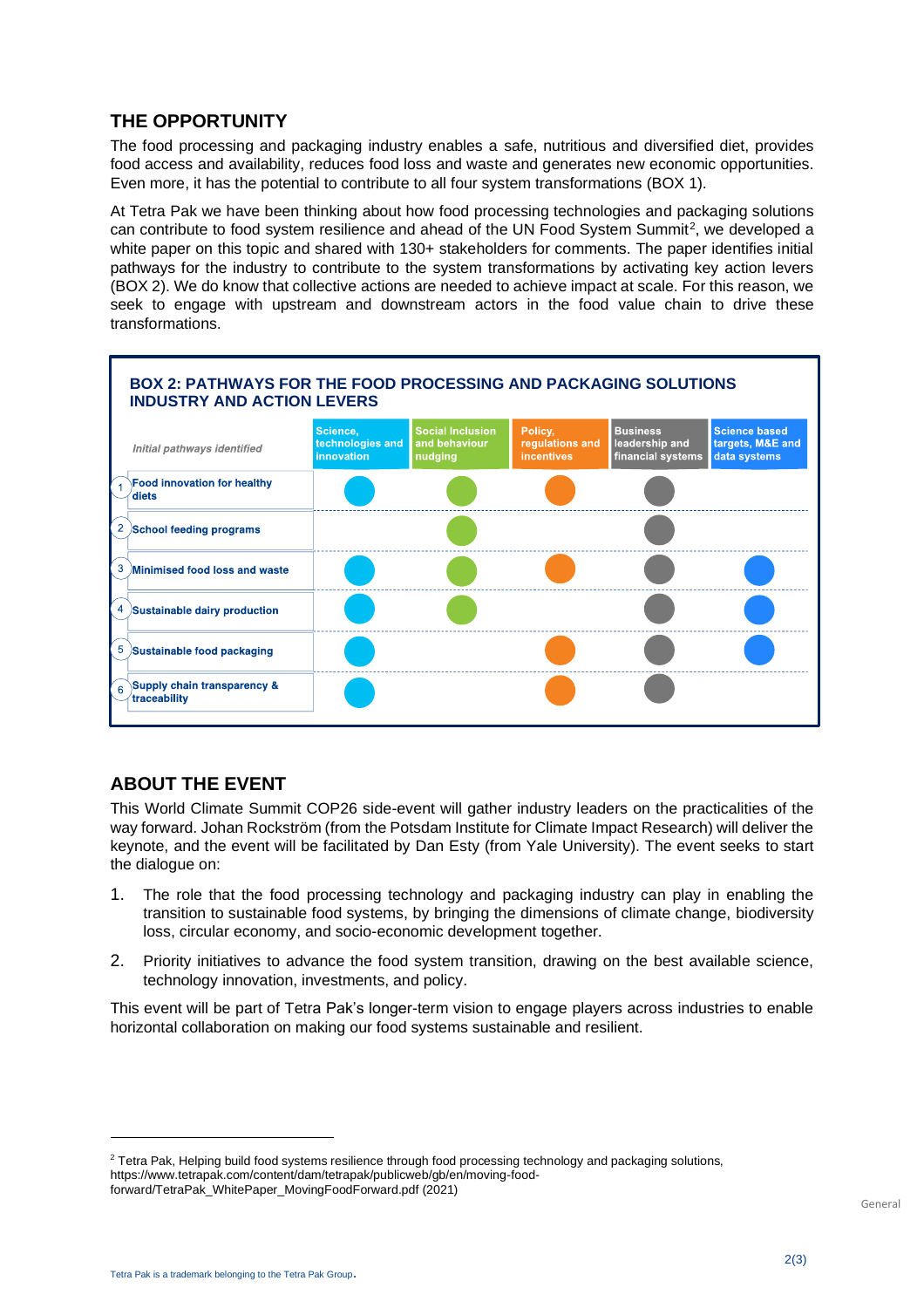## THE OPPORTUNITY

The food processing and packaging industry enables a safe, nutritious and diversified diet, provides food access and availability, reduces food loss and waste and generates new economic opportunities. Even more, it has the potential to contribute to all four system transformations (BOX 1).

At Tetra Pak we have been thinking about how food processing technologies and packaging solutions can contribute to food system resilience and ahead of the UN Food System Summit[2], we developed a white paper on this topic and shared with 130+ stakeholders for comments. The paper identifies initial pathways for the industry to contribute to the system transformations by activating key action levers (BOX 2). We do know that collective actions are needed to achieve impact at scale. For this reason, we seek to engage with upstream and downstream actors in the food value chain to drive these transformations.

**BOX 2: PATHWAYS FOR THE FOOD PROCESSING AND PACKAGING SOLUTIONS INDUSTRY AND ACTION LEVERS**

| *Initial pathways identified* | Science, technologies and innovation | Social Inclusion and behaviour nudging | Policy, regulations and incentives | Business leadership and financial systems | Science based targets, M&E and data systems |
|---|---|---|---|---|---|
| 1 Food innovation for healthy diets | ● | ● | ● | ● | |
| 2 School feeding programs | | ● | | ● | |
| 3 Minimised food loss and waste | ● | ● | ● | ● | ● |
| 4 Sustainable dairy production | ● | ● | | ● | ● |
| 5 Sustainable food packaging | ● | | ● | ● | ● |
| 6 Supply chain transparency & traceability | ● | | ● | ● | |

## ABOUT THE EVENT

This World Climate Summit COP26 side-event will gather industry leaders on the practicalities of the way forward. Johan Rockström (from the Potsdam Institute for Climate Impact Research) will deliver the keynote, and the event will be facilitated by Dan Esty (from Yale University). The event seeks to start the dialogue on:

1. The role that the food processing technology and packaging industry can play in enabling the transition to sustainable food systems, by bringing the dimensions of climate change, biodiversity loss, circular economy, and socio-economic development together.
2. Priority initiatives to advance the food system transition, drawing on the best available science, technology innovation, investments, and policy.

This event will be part of Tetra Pak's longer-term vision to engage players across industries to enable horizontal collaboration on making our food systems sustainable and resilient.

---

[2] Tetra Pak, Helping build food systems resilience through food processing technology and packaging solutions, https://www.tetrapak.com/content/dam/tetrapak/publicweb/gb/en/moving-food-forward/TetraPak_WhitePaper_MovingFoodForward.pdf (2021)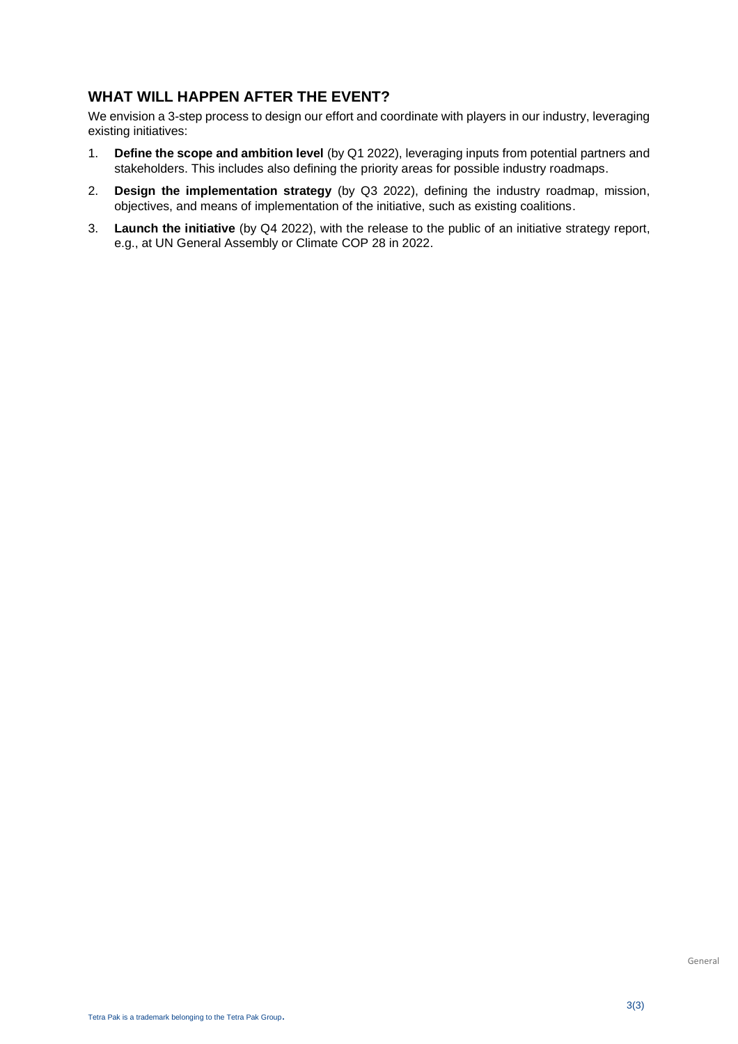## WHAT WILL HAPPEN AFTER THE EVENT?

We envision a 3-step process to design our effort and coordinate with players in our industry, leveraging existing initiatives:

1. **Define the scope and ambition level** (by Q1 2022), leveraging inputs from potential partners and stakeholders. This includes also defining the priority areas for possible industry roadmaps.
2. **Design the implementation strategy** (by Q3 2022), defining the industry roadmap, mission, objectives, and means of implementation of the initiative, such as existing coalitions.
3. **Launch the initiative** (by Q4 2022), with the release to the public of an initiative strategy report, e.g., at UN General Assembly or Climate COP 28 in 2022.